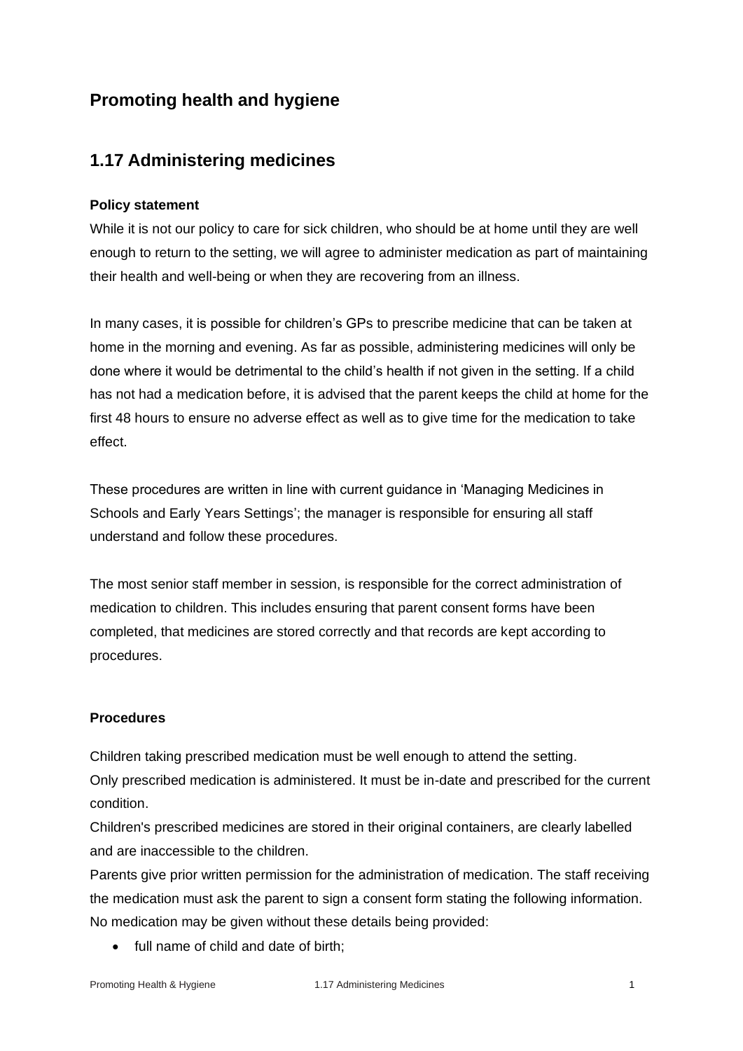# Promoting health and hygiene

## 1.17 Administering medicines

**Policy statement**

While it is not our policy to care for sick children, who should be at home until they are well enough to return to the setting, we will agree to administer medication as part of maintaining their health and well-being or when they are recovering from an illness.

In many cases, it is possible for children's GPs to prescribe medicine that can be taken at home in the morning and evening. As far as possible, administering medicines will only be done where it would be detrimental to the child's health if not given in the setting. If a child has not had a medication before, it is advised that the parent keeps the child at home for the first 48 hours to ensure no adverse effect as well as to give time for the medication to take effect.

These procedures are written in line with current guidance in 'Managing Medicines in Schools and Early Years Settings'; the manager is responsible for ensuring all staff understand and follow these procedures.

The most senior staff member in session, is responsible for the correct administration of medication to children. This includes ensuring that parent consent forms have been completed, that medicines are stored correctly and that records are kept according to procedures.

**Procedures**

Children taking prescribed medication must be well enough to attend the setting.
Only prescribed medication is administered. It must be in-date and prescribed for the current condition.
Children's prescribed medicines are stored in their original containers, are clearly labelled and are inaccessible to the children.
Parents give prior written permission for the administration of medication. The staff receiving the medication must ask the parent to sign a consent form stating the following information. No medication may be given without these details being provided:

- full name of child and date of birth;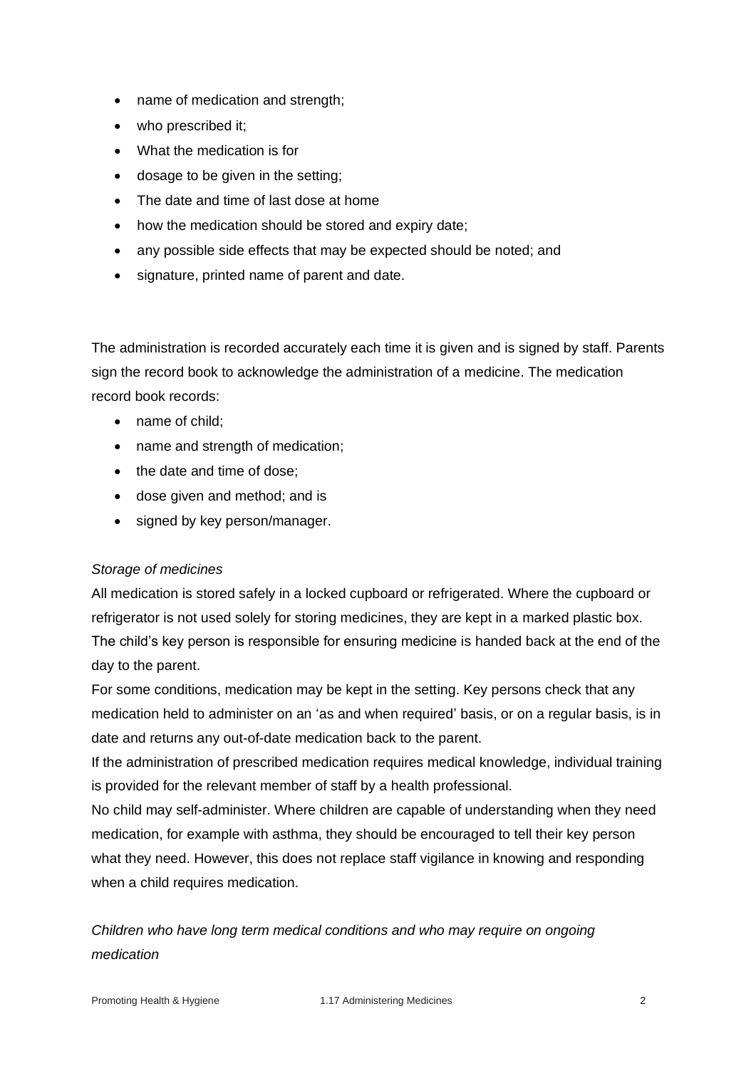- name of medication and strength;
- who prescribed it;
- What the medication is for
- dosage to be given in the setting;
- The date and time of last dose at home
- how the medication should be stored and expiry date;
- any possible side effects that may be expected should be noted; and
- signature, printed name of parent and date.

The administration is recorded accurately each time it is given and is signed by staff. Parents sign the record book to acknowledge the administration of a medicine. The medication record book records:

- name of child;
- name and strength of medication;
- the date and time of dose;
- dose given and method; and is
- signed by key person/manager.

*Storage of medicines*

All medication is stored safely in a locked cupboard or refrigerated. Where the cupboard or refrigerator is not used solely for storing medicines, they are kept in a marked plastic box. The child's key person is responsible for ensuring medicine is handed back at the end of the day to the parent.

For some conditions, medication may be kept in the setting. Key persons check that any medication held to administer on an 'as and when required' basis, or on a regular basis, is in date and returns any out-of-date medication back to the parent.

If the administration of prescribed medication requires medical knowledge, individual training is provided for the relevant member of staff by a health professional.

No child may self-administer. Where children are capable of understanding when they need medication, for example with asthma, they should be encouraged to tell their key person what they need. However, this does not replace staff vigilance in knowing and responding when a child requires medication.

*Children who have long term medical conditions and who may require on ongoing medication*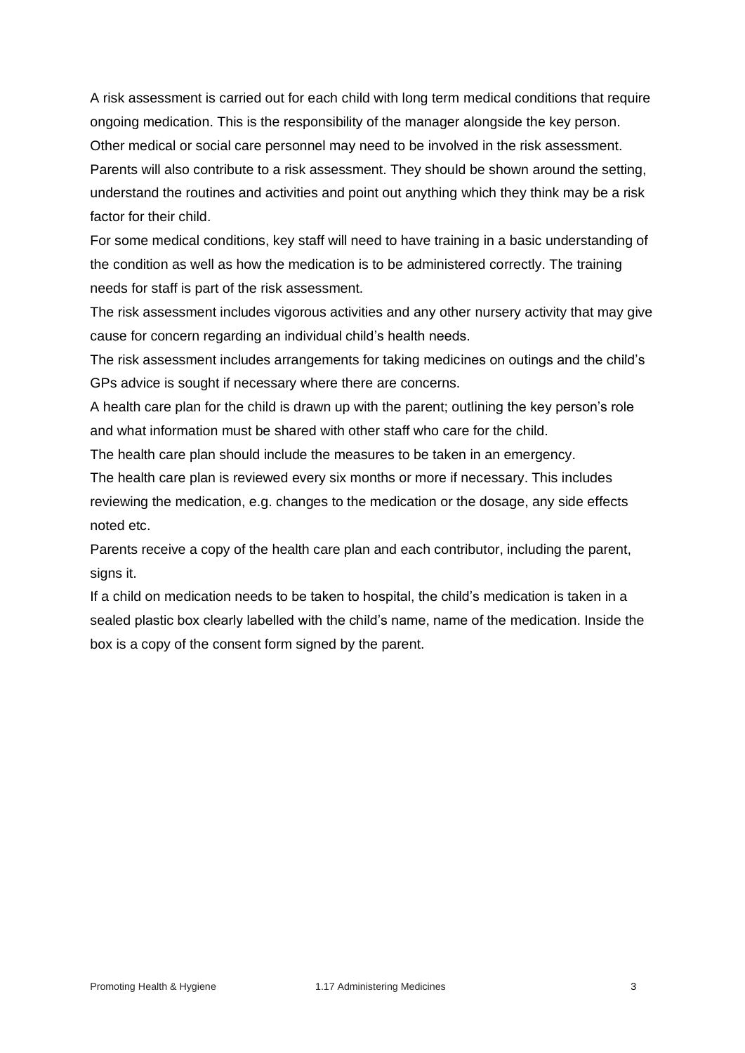A risk assessment is carried out for each child with long term medical conditions that require ongoing medication. This is the responsibility of the manager alongside the key person. Other medical or social care personnel may need to be involved in the risk assessment.

Parents will also contribute to a risk assessment. They should be shown around the setting, understand the routines and activities and point out anything which they think may be a risk factor for their child.

For some medical conditions, key staff will need to have training in a basic understanding of the condition as well as how the medication is to be administered correctly. The training needs for staff is part of the risk assessment.

The risk assessment includes vigorous activities and any other nursery activity that may give cause for concern regarding an individual child's health needs.

The risk assessment includes arrangements for taking medicines on outings and the child's GPs advice is sought if necessary where there are concerns.

A health care plan for the child is drawn up with the parent; outlining the key person's role and what information must be shared with other staff who care for the child.

The health care plan should include the measures to be taken in an emergency.

The health care plan is reviewed every six months or more if necessary. This includes reviewing the medication, e.g. changes to the medication or the dosage, any side effects noted etc.

Parents receive a copy of the health care plan and each contributor, including the parent, signs it.

If a child on medication needs to be taken to hospital, the child's medication is taken in a sealed plastic box clearly labelled with the child's name, name of the medication. Inside the box is a copy of the consent form signed by the parent.